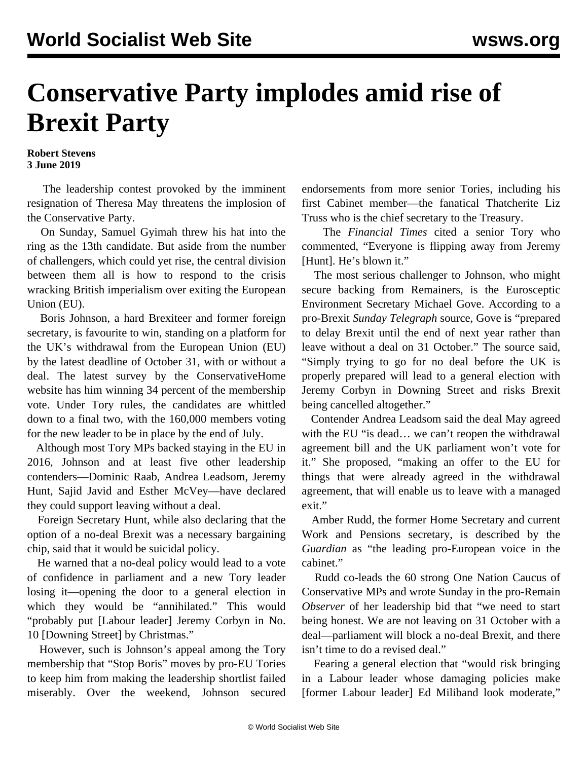# Conservative Party implodes amid rise of Brexit Party

**Robert Stevens**
**3 June 2019**

The leadership contest provoked by the imminent resignation of Theresa May threatens the implosion of the Conservative Party.

On Sunday, Samuel Gyimah threw his hat into the ring as the 13th candidate. But aside from the number of challengers, which could yet rise, the central division between them all is how to respond to the crisis wracking British imperialism over exiting the European Union (EU).

Boris Johnson, a hard Brexiteer and former foreign secretary, is favourite to win, standing on a platform for the UK's withdrawal from the European Union (EU) by the latest deadline of October 31, with or without a deal. The latest survey by the ConservativeHome website has him winning 34 percent of the membership vote. Under Tory rules, the candidates are whittled down to a final two, with the 160,000 members voting for the new leader to be in place by the end of July.

Although most Tory MPs backed staying in the EU in 2016, Johnson and at least five other leadership contenders—Dominic Raab, Andrea Leadsom, Jeremy Hunt, Sajid Javid and Esther McVey—have declared they could support leaving without a deal.

Foreign Secretary Hunt, while also declaring that the option of a no-deal Brexit was a necessary bargaining chip, said that it would be suicidal policy.

He warned that a no-deal policy would lead to a vote of confidence in parliament and a new Tory leader losing it—opening the door to a general election in which they would be "annihilated." This would "probably put [Labour leader] Jeremy Corbyn in No. 10 [Downing Street] by Christmas."

However, such is Johnson's appeal among the Tory membership that "Stop Boris" moves by pro-EU Tories to keep him from making the leadership shortlist failed miserably. Over the weekend, Johnson secured endorsements from more senior Tories, including his first Cabinet member—the fanatical Thatcherite Liz Truss who is the chief secretary to the Treasury.

The *Financial Times* cited a senior Tory who commented, "Everyone is flipping away from Jeremy [Hunt]. He's blown it."

The most serious challenger to Johnson, who might secure backing from Remainers, is the Eurosceptic Environment Secretary Michael Gove. According to a pro-Brexit *Sunday Telegraph* source, Gove is "prepared to delay Brexit until the end of next year rather than leave without a deal on 31 October." The source said, "Simply trying to go for no deal before the UK is properly prepared will lead to a general election with Jeremy Corbyn in Downing Street and risks Brexit being cancelled altogether."

Contender Andrea Leadsom said the deal May agreed with the EU "is dead… we can't reopen the withdrawal agreement bill and the UK parliament won't vote for it." She proposed, "making an offer to the EU for things that were already agreed in the withdrawal agreement, that will enable us to leave with a managed exit."

Amber Rudd, the former Home Secretary and current Work and Pensions secretary, is described by the *Guardian* as "the leading pro-European voice in the cabinet."

Rudd co-leads the 60 strong One Nation Caucus of Conservative MPs and wrote Sunday in the pro-Remain *Observer* of her leadership bid that "we need to start being honest. We are not leaving on 31 October with a deal—parliament will block a no-deal Brexit, and there isn't time to do a revised deal."

Fearing a general election that "would risk bringing in a Labour leader whose damaging policies make [former Labour leader] Ed Miliband look moderate,"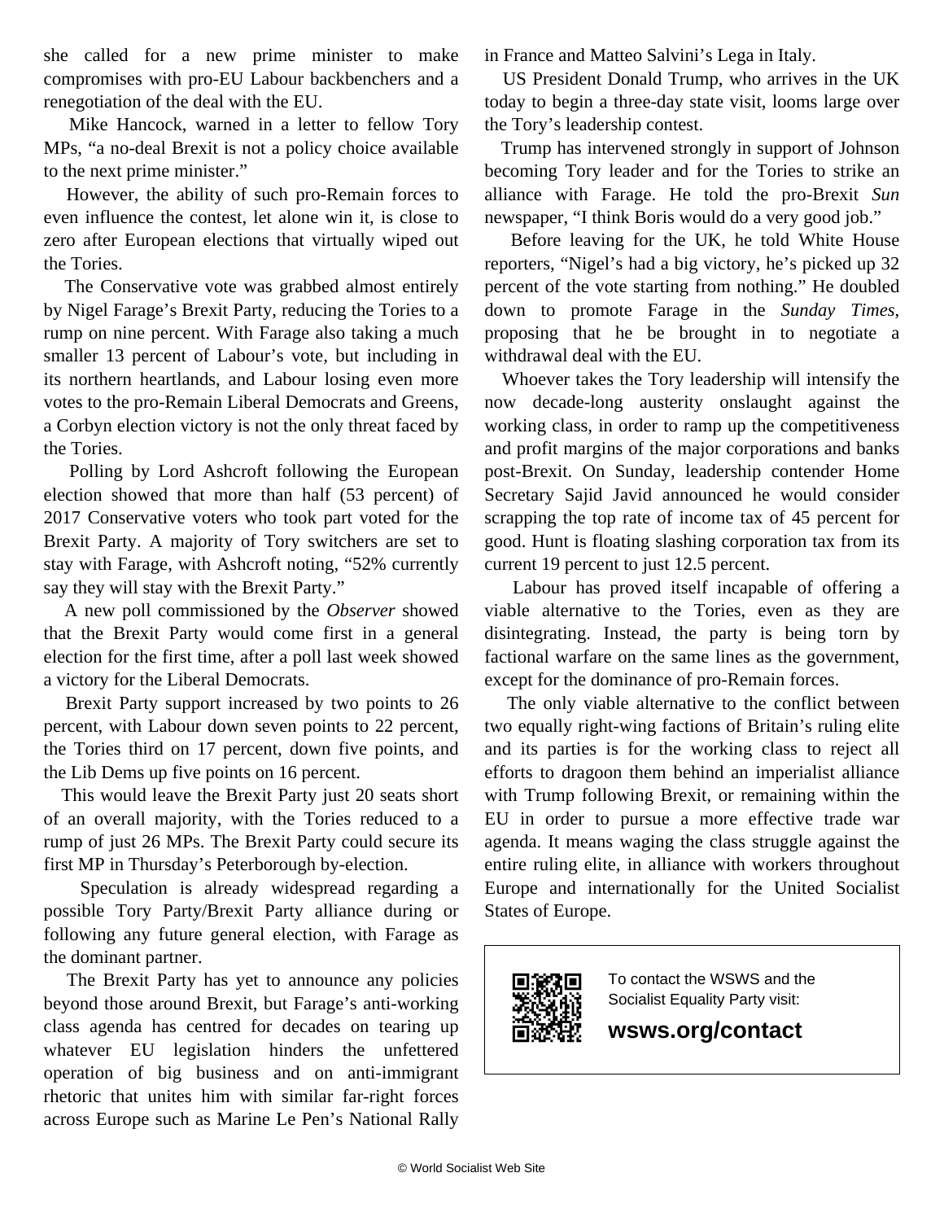she called for a new prime minister to make compromises with pro-EU Labour backbenchers and a renegotiation of the deal with the EU.

Mike Hancock, warned in a letter to fellow Tory MPs, "a no-deal Brexit is not a policy choice available to the next prime minister."

However, the ability of such pro-Remain forces to even influence the contest, let alone win it, is close to zero after European elections that virtually wiped out the Tories.

The Conservative vote was grabbed almost entirely by Nigel Farage's Brexit Party, reducing the Tories to a rump on nine percent. With Farage also taking a much smaller 13 percent of Labour's vote, but including in its northern heartlands, and Labour losing even more votes to the pro-Remain Liberal Democrats and Greens, a Corbyn election victory is not the only threat faced by the Tories.

Polling by Lord Ashcroft following the European election showed that more than half (53 percent) of 2017 Conservative voters who took part voted for the Brexit Party. A majority of Tory switchers are set to stay with Farage, with Ashcroft noting, "52% currently say they will stay with the Brexit Party."

A new poll commissioned by the *Observer* showed that the Brexit Party would come first in a general election for the first time, after a poll last week showed a victory for the Liberal Democrats.

Brexit Party support increased by two points to 26 percent, with Labour down seven points to 22 percent, the Tories third on 17 percent, down five points, and the Lib Dems up five points on 16 percent.

This would leave the Brexit Party just 20 seats short of an overall majority, with the Tories reduced to a rump of just 26 MPs. The Brexit Party could secure its first MP in Thursday's Peterborough by-election.

Speculation is already widespread regarding a possible Tory Party/Brexit Party alliance during or following any future general election, with Farage as the dominant partner.

The Brexit Party has yet to announce any policies beyond those around Brexit, but Farage's anti-working class agenda has centred for decades on tearing up whatever EU legislation hinders the unfettered operation of big business and on anti-immigrant rhetoric that unites him with similar far-right forces across Europe such as Marine Le Pen's National Rally in France and Matteo Salvini's Lega in Italy.

US President Donald Trump, who arrives in the UK today to begin a three-day state visit, looms large over the Tory's leadership contest.

Trump has intervened strongly in support of Johnson becoming Tory leader and for the Tories to strike an alliance with Farage. He told the pro-Brexit *Sun* newspaper, "I think Boris would do a very good job."

Before leaving for the UK, he told White House reporters, "Nigel's had a big victory, he's picked up 32 percent of the vote starting from nothing." He doubled down to promote Farage in the *Sunday Times*, proposing that he be brought in to negotiate a withdrawal deal with the EU.

Whoever takes the Tory leadership will intensify the now decade-long austerity onslaught against the working class, in order to ramp up the competitiveness and profit margins of the major corporations and banks post-Brexit. On Sunday, leadership contender Home Secretary Sajid Javid announced he would consider scrapping the top rate of income tax of 45 percent for good. Hunt is floating slashing corporation tax from its current 19 percent to just 12.5 percent.

Labour has proved itself incapable of offering a viable alternative to the Tories, even as they are disintegrating. Instead, the party is being torn by factional warfare on the same lines as the government, except for the dominance of pro-Remain forces.

The only viable alternative to the conflict between two equally right-wing factions of Britain's ruling elite and its parties is for the working class to reject all efforts to dragoon them behind an imperialist alliance with Trump following Brexit, or remaining within the EU in order to pursue a more effective trade war agenda. It means waging the class struggle against the entire ruling elite, in alliance with workers throughout Europe and internationally for the United Socialist States of Europe.

To contact the WSWS and the Socialist Equality Party visit:

**wsws.org/contact**